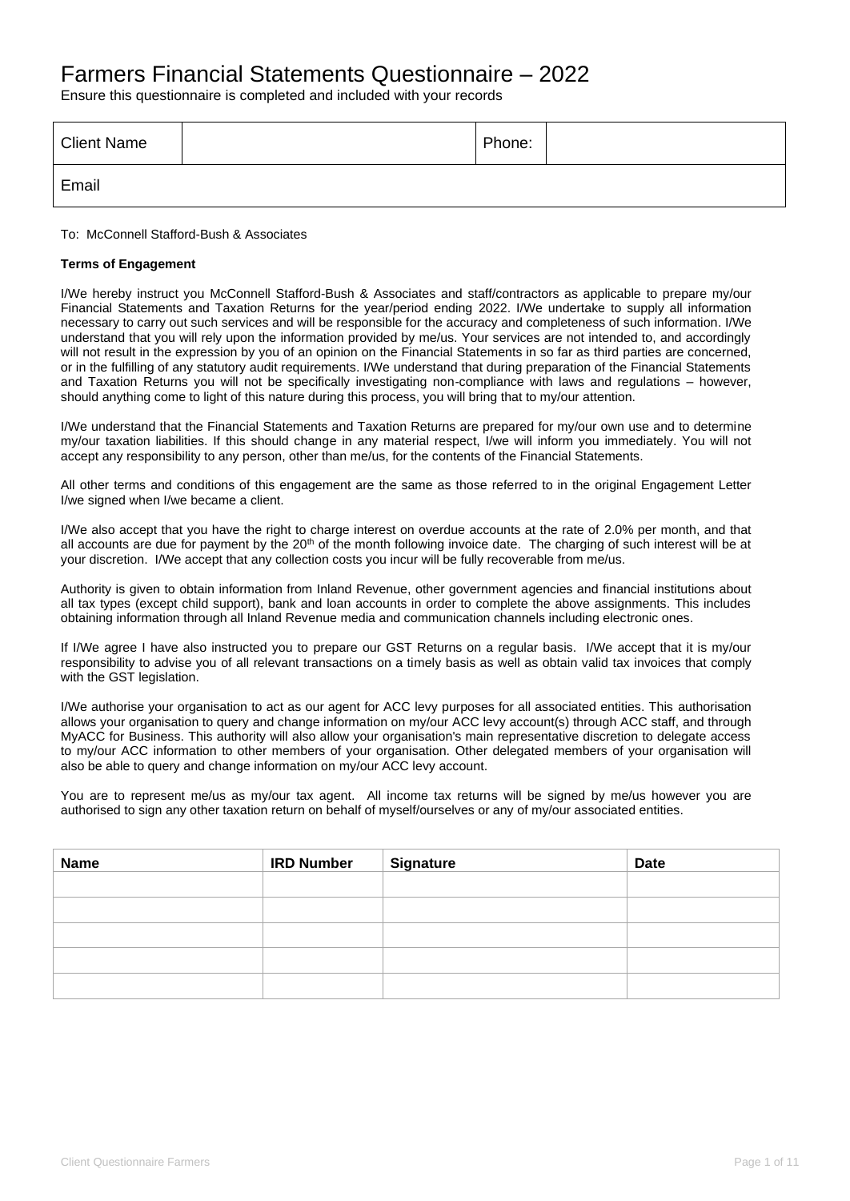# Farmers Financial Statements Questionnaire – 2022

Ensure this questionnaire is completed and included with your records

| Client Name | | Phone: | |
|---|---|---|---|
| Email | | | |

To: McConnell Stafford-Bush & Associates

**Terms of Engagement**

I/We hereby instruct you McConnell Stafford-Bush & Associates and staff/contractors as applicable to prepare my/our Financial Statements and Taxation Returns for the year/period ending 2022. I/We undertake to supply all information necessary to carry out such services and will be responsible for the accuracy and completeness of such information. I/We understand that you will rely upon the information provided by me/us. Your services are not intended to, and accordingly will not result in the expression by you of an opinion on the Financial Statements in so far as third parties are concerned, or in the fulfilling of any statutory audit requirements. I/We understand that during preparation of the Financial Statements and Taxation Returns you will not be specifically investigating non-compliance with laws and regulations – however, should anything come to light of this nature during this process, you will bring that to my/our attention.

I/We understand that the Financial Statements and Taxation Returns are prepared for my/our own use and to determine my/our taxation liabilities. If this should change in any material respect, I/we will inform you immediately. You will not accept any responsibility to any person, other than me/us, for the contents of the Financial Statements.

All other terms and conditions of this engagement are the same as those referred to in the original Engagement Letter I/we signed when I/we became a client.

I/We also accept that you have the right to charge interest on overdue accounts at the rate of 2.0% per month, and that all accounts are due for payment by the 20th of the month following invoice date. The charging of such interest will be at your discretion. I/We accept that any collection costs you incur will be fully recoverable from me/us.

Authority is given to obtain information from Inland Revenue, other government agencies and financial institutions about all tax types (except child support), bank and loan accounts in order to complete the above assignments. This includes obtaining information through all Inland Revenue media and communication channels including electronic ones.

If I/We agree I have also instructed you to prepare our GST Returns on a regular basis. I/We accept that it is my/our responsibility to advise you of all relevant transactions on a timely basis as well as obtain valid tax invoices that comply with the GST legislation.

I/We authorise your organisation to act as our agent for ACC levy purposes for all associated entities. This authorisation allows your organisation to query and change information on my/our ACC levy account(s) through ACC staff, and through MyACC for Business. This authority will also allow your organisation's main representative discretion to delegate access to my/our ACC information to other members of your organisation. Other delegated members of your organisation will also be able to query and change information on my/our ACC levy account.

You are to represent me/us as my/our tax agent. All income tax returns will be signed by me/us however you are authorised to sign any other taxation return on behalf of myself/ourselves or any of my/our associated entities.

| Name | IRD Number | Signature | Date |
|---|---|---|---|
| | | | |
| | | | |
| | | | |
| | | | |
| | | | |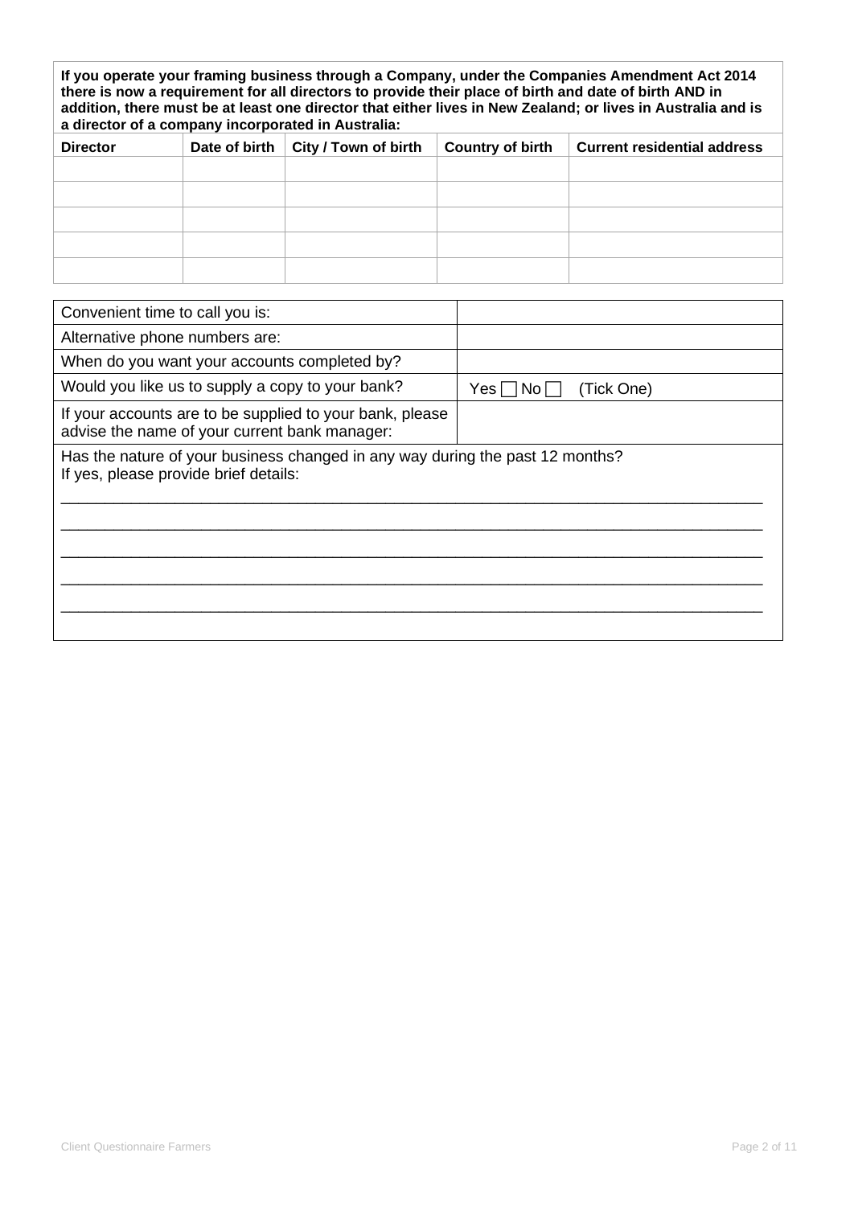**If you operate your framing business through a Company, under the Companies Amendment Act 2014 there is now a requirement for all directors to provide their place of birth and date of birth AND in addition, there must be at least one director that either lives in New Zealand; or lives in Australia and is a director of a company incorporated in Australia:**

| Director | Date of birth | City / Town of birth | Country of birth | Current residential address |
|---|---|---|---|---|
| | | | | |
| | | | | |
| | | | | |
| | | | | |
| | | | | |

| | |
|---|---|
| Convenient time to call you is: | |
| Alternative phone numbers are: | |
| When do you want your accounts completed by? | |
| Would you like us to supply a copy to your bank? | Yes ☐ No ☐ (Tick One) |
| If your accounts are to be supplied to your bank, please advise the name of your current bank manager: | |

Has the nature of your business changed in any way during the past 12 months?
If yes, please provide brief details:

\_\_\_\_\_\_\_\_\_\_\_\_\_\_\_\_\_\_\_\_\_\_\_\_\_\_\_\_\_\_\_\_\_\_\_\_\_\_\_\_\_\_\_\_\_\_\_\_\_\_\_\_\_\_\_\_\_\_\_\_\_\_\_\_\_\_\_\_\_\_\_\_\_\_\_\_

\_\_\_\_\_\_\_\_\_\_\_\_\_\_\_\_\_\_\_\_\_\_\_\_\_\_\_\_\_\_\_\_\_\_\_\_\_\_\_\_\_\_\_\_\_\_\_\_\_\_\_\_\_\_\_\_\_\_\_\_\_\_\_\_\_\_\_\_\_\_\_\_\_\_\_\_

\_\_\_\_\_\_\_\_\_\_\_\_\_\_\_\_\_\_\_\_\_\_\_\_\_\_\_\_\_\_\_\_\_\_\_\_\_\_\_\_\_\_\_\_\_\_\_\_\_\_\_\_\_\_\_\_\_\_\_\_\_\_\_\_\_\_\_\_\_\_\_\_\_\_\_\_

\_\_\_\_\_\_\_\_\_\_\_\_\_\_\_\_\_\_\_\_\_\_\_\_\_\_\_\_\_\_\_\_\_\_\_\_\_\_\_\_\_\_\_\_\_\_\_\_\_\_\_\_\_\_\_\_\_\_\_\_\_\_\_\_\_\_\_\_\_\_\_\_\_\_\_\_

\_\_\_\_\_\_\_\_\_\_\_\_\_\_\_\_\_\_\_\_\_\_\_\_\_\_\_\_\_\_\_\_\_\_\_\_\_\_\_\_\_\_\_\_\_\_\_\_\_\_\_\_\_\_\_\_\_\_\_\_\_\_\_\_\_\_\_\_\_\_\_\_\_\_\_\_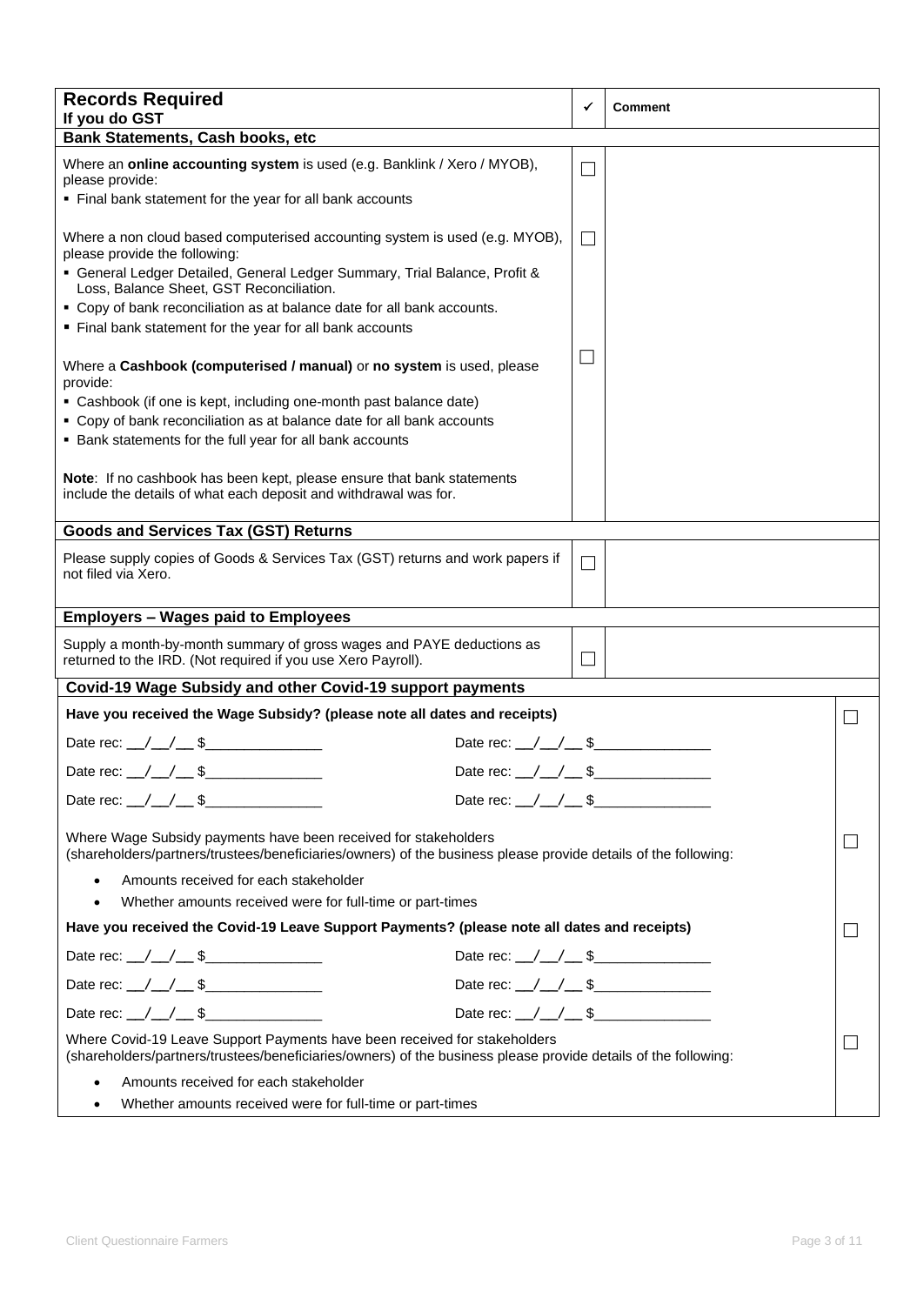| **Records Required**<br>**If you do GST** | ✓ | **Comment** |
|---|---|---|
| **Bank Statements, Cash books, etc** | | |
| Where an **online accounting system** is used (e.g. Banklink / Xero / MYOB), please provide:<br>▪ Final bank statement for the year for all bank accounts | ☐ | |
| Where a non cloud based computerised accounting system is used (e.g. MYOB), please provide the following:<br>▪ General Ledger Detailed, General Ledger Summary, Trial Balance, Profit & Loss, Balance Sheet, GST Reconciliation.<br>▪ Copy of bank reconciliation as at balance date for all bank accounts.<br>▪ Final bank statement for the year for all bank accounts | ☐ | |
| Where a **Cashbook (computerised / manual)** or **no system** is used, please provide:<br>▪ Cashbook (if one is kept, including one-month past balance date)<br>▪ Copy of bank reconciliation as at balance date for all bank accounts<br>▪ Bank statements for the full year for all bank accounts<br><br>**Note**: If no cashbook has been kept, please ensure that bank statements include the details of what each deposit and withdrawal was for. | ☐ | |
| **Goods and Services Tax (GST) Returns** | | |
| Please supply copies of Goods & Services Tax (GST) returns and work papers if not filed via Xero. | ☐ | |
| **Employers – Wages paid to Employees** | | |
| Supply a month-by-month summary of gross wages and PAYE deductions as returned to the IRD. (Not required if you use Xero Payroll). | ☐ | |

**Covid-19 Wage Subsidy and other Covid-19 support payments**

| | | |
|---|---|---|
| **Have you received the Wage Subsidy? (please note all dates and receipts)** | | ☐ |
| Date rec: __/__/__ $______________ | Date rec: __/__/__ $______________ | |
| Date rec: __/__/__ $______________ | Date rec: __/__/__ $______________ | |
| Date rec: __/__/__ $______________ | Date rec: __/__/__ $______________ | |
| Where Wage Subsidy payments have been received for stakeholders (shareholders/partners/trustees/beneficiaries/owners) of the business please provide details of the following:<br>• Amounts received for each stakeholder<br>• Whether amounts received were for full-time or part-times | | ☐ |
| **Have you received the Covid-19 Leave Support Payments? (please note all dates and receipts)** | | ☐ |
| Date rec: __/__/__ $______________ | Date rec: __/__/__ $______________ | |
| Date rec: __/__/__ $______________ | Date rec: __/__/__ $______________ | |
| Date rec: __/__/__ $______________ | Date rec: __/__/__ $______________ | |
| Where Covid-19 Leave Support Payments have been received for stakeholders (shareholders/partners/trustees/beneficiaries/owners) of the business please provide details of the following:<br>• Amounts received for each stakeholder<br>• Whether amounts received were for full-time or part-times | | ☐ |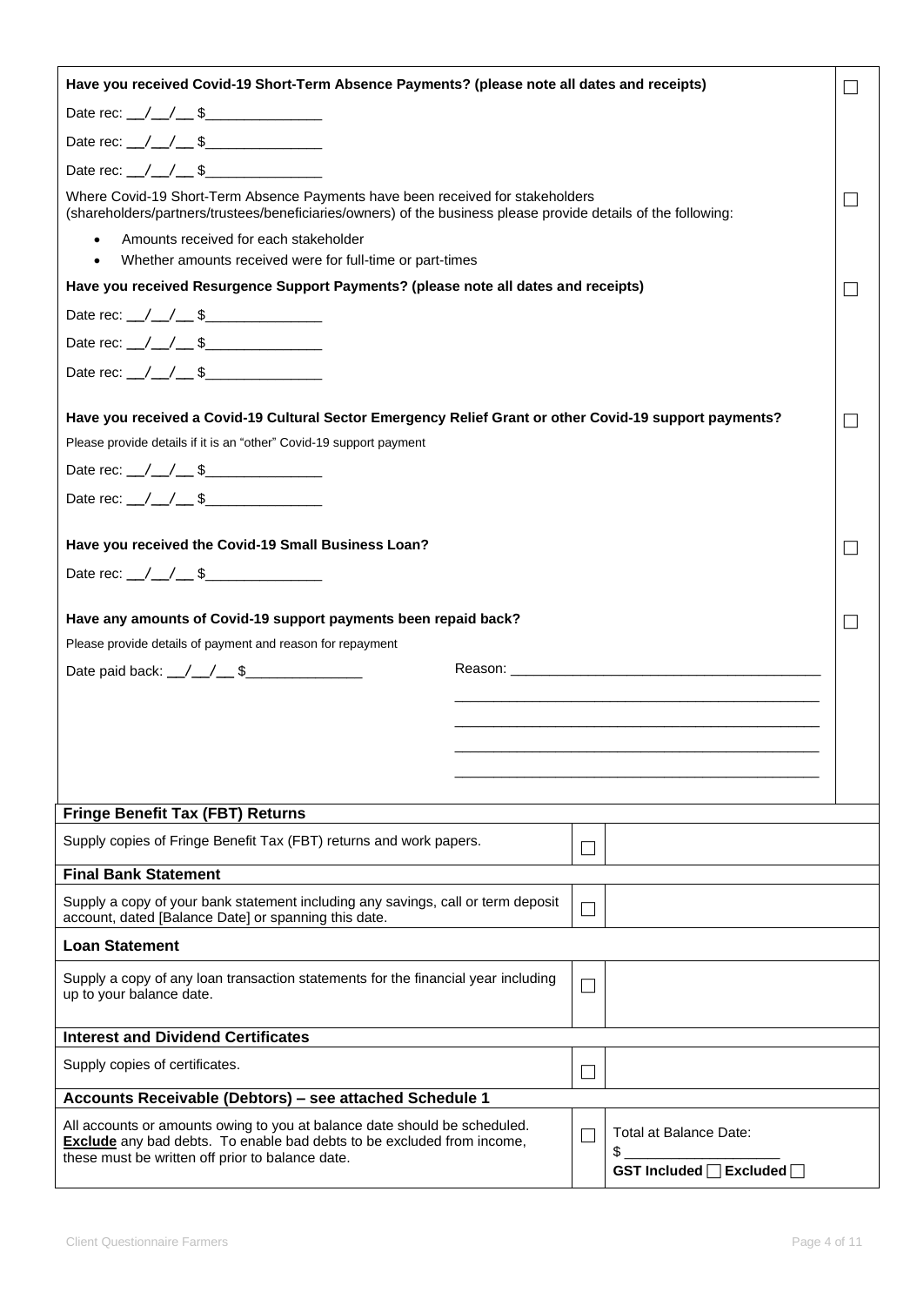**Have you received Covid-19 Short-Term Absence Payments? (please note all dates and receipts)** ☐

Date rec: __/__/__ $_______________

Date rec: __/__/__ $_______________

Date rec: __/__/__ $_______________

Where Covid-19 Short-Term Absence Payments have been received for stakeholders (shareholders/partners/trustees/beneficiaries/owners) of the business please provide details of the following: ☐

- Amounts received for each stakeholder
- Whether amounts received were for full-time or part-times

**Have you received Resurgence Support Payments? (please note all dates and receipts)** ☐

Date rec: __/__/__ $_______________

Date rec: __/__/__ $_______________

Date rec: __/__/__ $_______________

**Have you received a Covid-19 Cultural Sector Emergency Relief Grant or other Covid-19 support payments?** ☐

Please provide details if it is an "other" Covid-19 support payment

Date rec: __/__/__ $_______________

Date rec: __/__/__ $_______________

**Have you received the Covid-19 Small Business Loan?** ☐

Date rec: __/__/__ $_______________

**Have any amounts of Covid-19 support payments been repaid back?** ☐

Please provide details of payment and reason for repayment

Date paid back: __/__/__ $_______________ Reason: ________________________________________

________________________________________________

________________________________________________

________________________________________________

________________________________________________

| **Fringe Benefit Tax (FBT) Returns** | | |
|---|---|---|
| Supply copies of Fringe Benefit Tax (FBT) returns and work papers. | ☐ | |
| **Final Bank Statement** | | |
| Supply a copy of your bank statement including any savings, call or term deposit account, dated [Balance Date] or spanning this date. | ☐ | |
| **Loan Statement** | | |
| Supply a copy of any loan transaction statements for the financial year including up to your balance date. | ☐ | |
| **Interest and Dividend Certificates** | | |
| Supply copies of certificates. | ☐ | |
| **Accounts Receivable (Debtors) – see attached Schedule 1** | | |
| All accounts or amounts owing to you at balance date should be scheduled. **Exclude** any bad debts. To enable bad debts to be excluded from income, these must be written off prior to balance date. | ☐ | Total at Balance Date: $ ___________________ **GST Included** ☐ **Excluded** ☐ |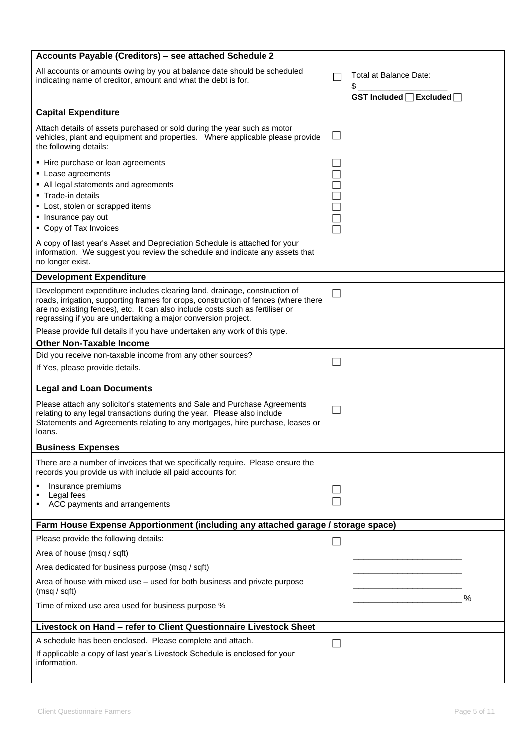| Accounts Payable (Creditors) – see attached Schedule 2 | | |
|---|---|---|
| All accounts or amounts owing by you at balance date should be scheduled indicating name of creditor, amount and what the debt is for. | ☐ | Total at Balance Date:<br>$ ___________________<br>**GST Included ☐ Excluded ☐** |
| **Capital Expenditure** | | |
| Attach details of assets purchased or sold during the year such as motor vehicles, plant and equipment and properties. Where applicable please provide the following details: | ☐ | |
| ▪ Hire purchase or loan agreements<br>▪ Lease agreements<br>▪ All legal statements and agreements<br>▪ Trade-in details<br>▪ Lost, stolen or scrapped items<br>▪ Insurance pay out<br>▪ Copy of Tax Invoices | ☐<br>☐<br>☐<br>☐<br>☐<br>☐<br>☐ | |
| A copy of last year's Asset and Depreciation Schedule is attached for your information. We suggest you review the schedule and indicate any assets that no longer exist. | | |
| **Development Expenditure** | | |
| Development expenditure includes clearing land, drainage, construction of roads, irrigation, supporting frames for crops, construction of fences (where there are no existing fences), etc. It can also include costs such as fertiliser or regrassing if you are undertaking a major conversion project.<br>Please provide full details if you have undertaken any work of this type. | ☐ | |
| **Other Non-Taxable Income** | | |
| Did you receive non-taxable income from any other sources?<br>If Yes, please provide details. | ☐ | |
| **Legal and Loan Documents** | | |
| Please attach any solicitor's statements and Sale and Purchase Agreements relating to any legal transactions during the year. Please also include Statements and Agreements relating to any mortgages, hire purchase, leases or loans. | ☐ | |
| **Business Expenses** | | |
| There are a number of invoices that we specifically require. Please ensure the records you provide us with include all paid accounts for:<br>▪ Insurance premiums<br>▪ Legal fees<br>▪ ACC payments and arrangements | ☐<br>☐ | |
| **Farm House Expense Apportionment (including any attached garage / storage space)** | | |
| Please provide the following details: | ☐ | |
| Area of house (msq / sqft) | | ______________________ |
| Area dedicated for business purpose (msq / sqft) | | ______________________ |
| Area of house with mixed use – used for both business and private purpose (msq / sqft) | | ______________________ |
| Time of mixed use area used for business purpose % | | ______________________ % |
| **Livestock on Hand – refer to Client Questionnaire Livestock Sheet** | | |
| A schedule has been enclosed. Please complete and attach.<br>If applicable a copy of last year's Livestock Schedule is enclosed for your information. | ☐ | |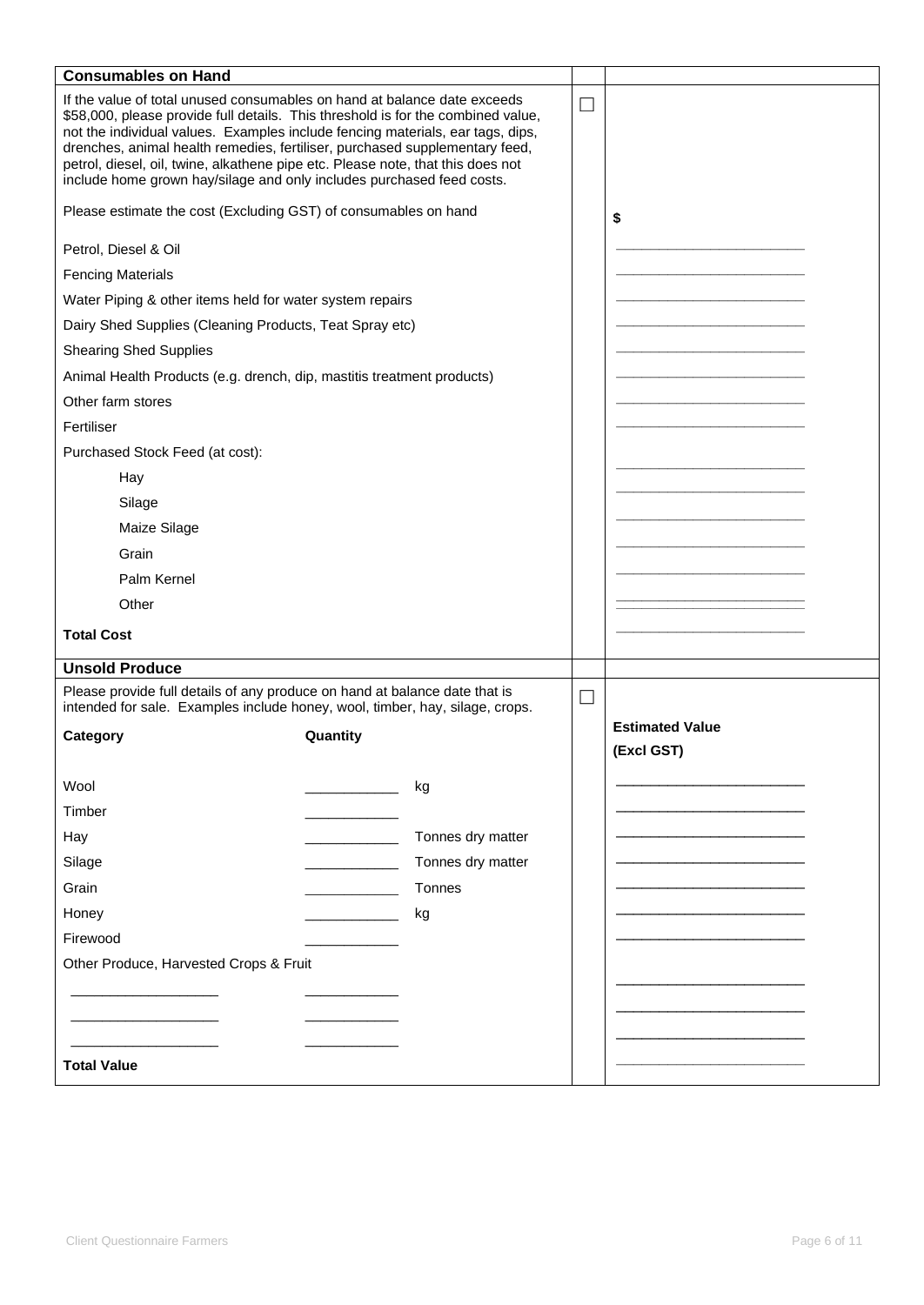## Consumables on Hand

If the value of total unused consumables on hand at balance date exceeds $58,000, please provide full details. This threshold is for the combined value, not the individual values. Examples include fencing materials, ear tags, dips, drenches, animal health remedies, fertiliser, purchased supplementary feed, petrol, diesel, oil, twine, alkathene pipe etc. Please note, that this does not include home grown hay/silage and only includes purchased feed costs. ☐

Please estimate the cost (Excluding GST) of consumables on hand

| Item | $ |
|---|---|
| Petrol, Diesel & Oil | ____________ |
| Fencing Materials | ____________ |
| Water Piping & other items held for water system repairs | ____________ |
| Dairy Shed Supplies (Cleaning Products, Teat Spray etc) | ____________ |
| Shearing Shed Supplies | ____________ |
| Animal Health Products (e.g. drench, dip, mastitis treatment products) | ____________ |
| Other farm stores | ____________ |
| Fertiliser | ____________ |
| Purchased Stock Feed (at cost): | |
| Hay | ____________ |
| Silage | ____________ |
| Maize Silage | ____________ |
| Grain | ____________ |
| Palm Kernel | ____________ |
| Other | ____________ |
| **Total Cost** | ____________ |

## Unsold Produce

Please provide full details of any produce on hand at balance date that is intended for sale. Examples include honey, wool, timber, hay, silage, crops. ☐

| **Category** | **Quantity** | | **Estimated Value (Excl GST)** |
|---|---|---|---|
| Wool | ____________ | kg | ____________ |
| Timber | ____________ | | ____________ |
| Hay | ____________ | Tonnes dry matter | ____________ |
| Silage | ____________ | Tonnes dry matter | ____________ |
| Grain | ____________ | Tonnes | ____________ |
| Honey | ____________ | kg | ____________ |
| Firewood | ____________ | | ____________ |
| Other Produce, Harvested Crops & Fruit | | | |
| ____________ | ____________ | | ____________ |
| ____________ | ____________ | | ____________ |
| ____________ | ____________ | | ____________ |
| **Total Value** | | | ____________ |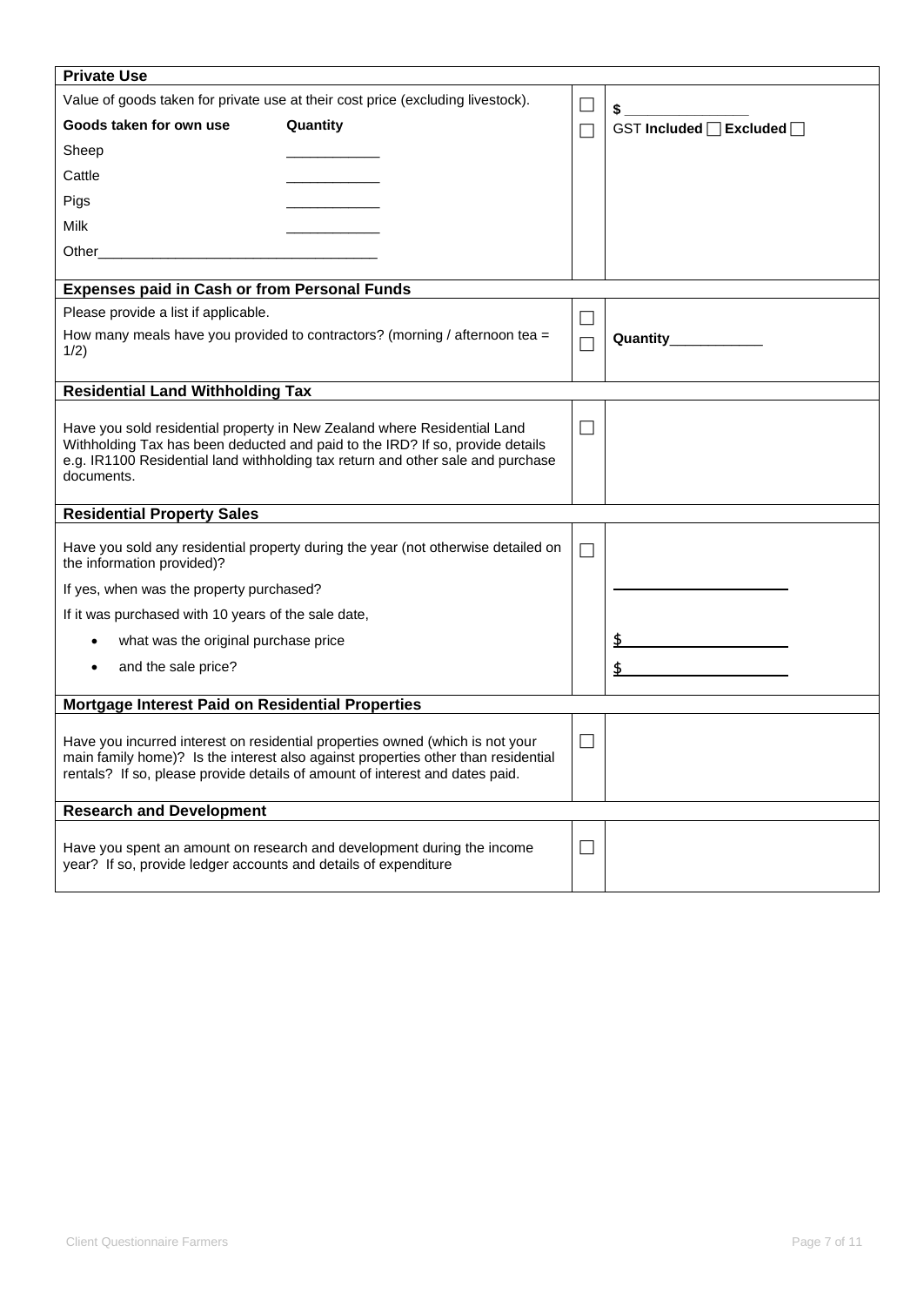| Private Use | | |
|---|---|---|
| Value of goods taken for private use at their cost price (excluding livestock). | ☐ | $ ________________ |
| **Goods taken for own use** **Quantity** | ☐ | GST **Included** ☐ **Excluded** ☐ |
| Sheep ____________ | | |
| Cattle ____________ | | |
| Pigs ____________ | | |
| Milk ____________ | | |
| Other___________________________________ | | |

| Expenses paid in Cash or from Personal Funds | | |
|---|---|---|
| Please provide a list if applicable. | ☐ | |
| How many meals have you provided to contractors? (morning / afternoon tea = 1/2) | ☐ | **Quantity**____________ |

| Residential Land Withholding Tax | | |
|---|---|---|
| Have you sold residential property in New Zealand where Residential Land Withholding Tax has been deducted and paid to the IRD? If so, provide details e.g. IR1100 Residential land withholding tax return and other sale and purchase documents. | ☐ | |

| Residential Property Sales | | |
|---|---|---|
| Have you sold any residential property during the year (not otherwise detailed on the information provided)? | ☐ | |
| If yes, when was the property purchased? | | ____________________ |
| If it was purchased with 10 years of the sale date, | | |
| • what was the original purchase price | | $ ____________________ |
| • and the sale price? | | $ ____________________ |

| Mortgage Interest Paid on Residential Properties | | |
|---|---|---|
| Have you incurred interest on residential properties owned (which is not your main family home)? Is the interest also against properties other than residential rentals? If so, please provide details of amount of interest and dates paid. | ☐ | |

| Research and Development | | |
|---|---|---|
| Have you spent an amount on research and development during the income year? If so, provide ledger accounts and details of expenditure | ☐ | |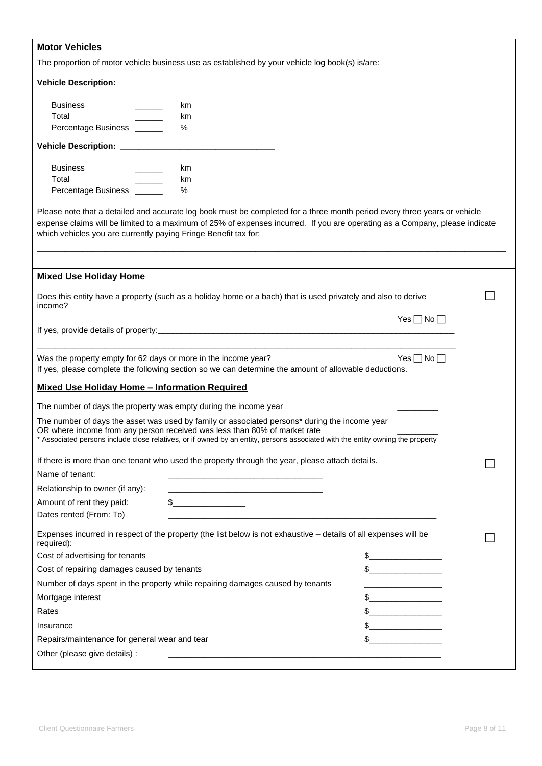## Motor Vehicles

The proportion of motor vehicle business use as established by your vehicle log book(s) is/are:

**Vehicle Description: ________________________________**

| | | |
|---|---|---|
| Business | ______ | km |
| Total | ______ | km |
| Percentage Business | ______ | % |

**Vehicle Description: ________________________________**

| | | |
|---|---|---|
| Business | ______ | km |
| Total | ______ | km |
| Percentage Business | ______ | % |

Please note that a detailed and accurate log book must be completed for a three month period every three years or vehicle expense claims will be limited to a maximum of 25% of expenses incurred. If you are operating as a Company, please indicate which vehicles you are currently paying Fringe Benefit tax for:

____________________________________________________________________________________________

## Mixed Use Holiday Home

Does this entity have a property (such as a holiday home or a bach) that is used privately and also to derive income? ☐

Yes ☐ No ☐

If yes, provide details of property:____________________________________________________________

____________________________________________________________________________________________

Was the property empty for 62 days or more in the income year? Yes ☐ No ☐

If yes, please complete the following section so we can determine the amount of allowable deductions.

**<u>Mixed Use Holiday Home – Information Required</u>**

The number of days the property was empty during the income year _________

The number of days the asset was used by family or associated persons* during the income year OR where income from any person received was less than 80% of market rate _________

\* Associated persons include close relatives, or if owned by an entity, persons associated with the entity owning the property

If there is more than one tenant who used the property through the year, please attach details. ☐

Name of tenant: _________________________________

Relationship to owner (if any): _________________________________

Amount of rent they paid: $________________

Dates rented (From: To) ____________________________________________________________

Expenses incurred in respect of the property (the list below is not exhaustive – details of all expenses will be required): ☐

| | |
|---|---|
| Cost of advertising for tenants | $________________ |
| Cost of repairing damages caused by tenants | $________________ |
| Number of days spent in the property while repairing damages caused by tenants | ________________ |
| Mortgage interest | $________________ |
| Rates | $________________ |
| Insurance | $________________ |
| Repairs/maintenance for general wear and tear | $________________ |
| Other (please give details) : | ____________________________________________________________ |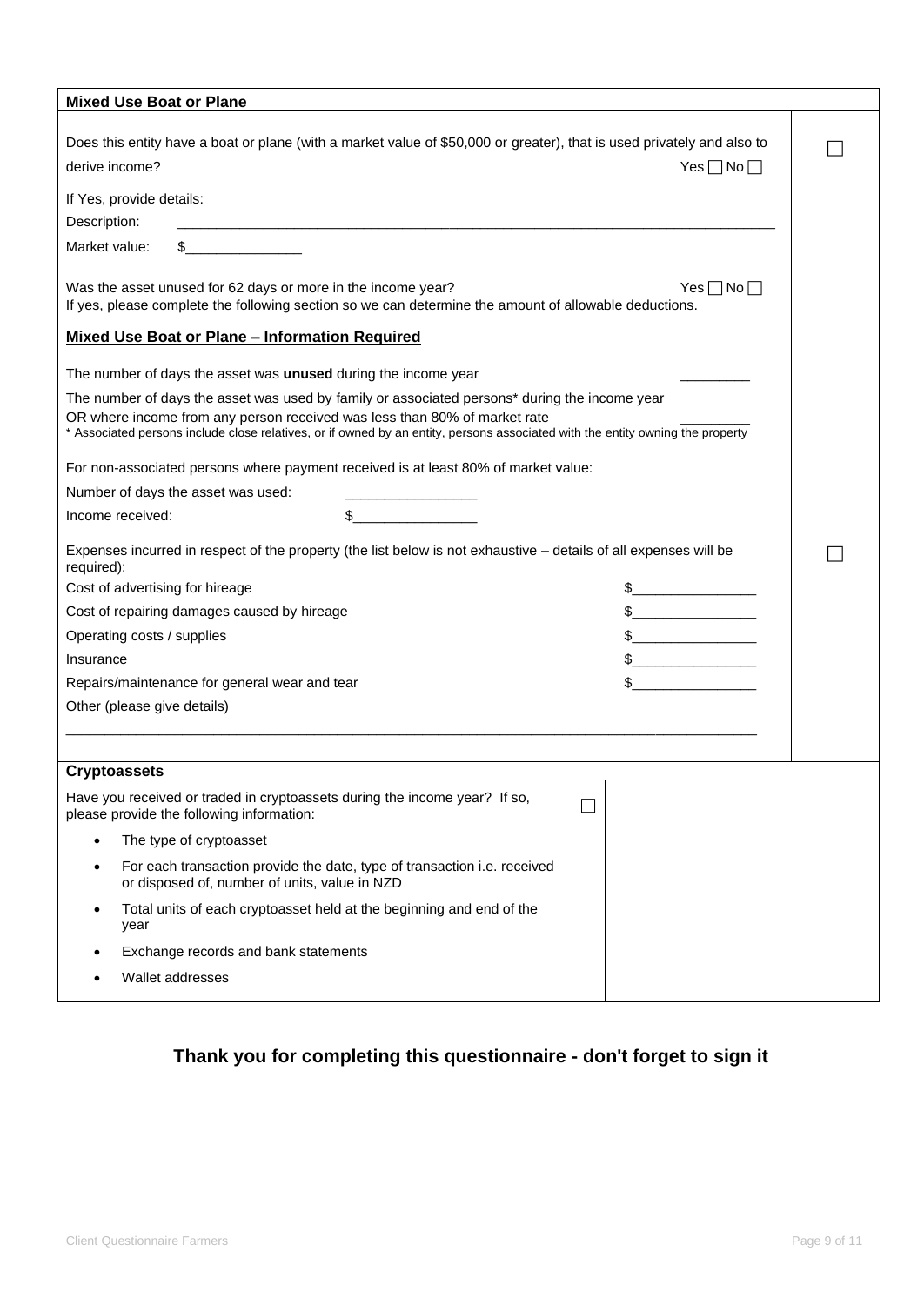## Mixed Use Boat or Plane

Does this entity have a boat or plane (with a market value of $50,000 or greater), that is used privately and also to derive income? Yes ☐ No ☐ ☐

If Yes, provide details:

Description: ______________________________________________________________________________

Market value: $_______________

Was the asset unused for 62 days or more in the income year? Yes ☐ No ☐

If yes, please complete the following section so we can determine the amount of allowable deductions.

### Mixed Use Boat or Plane – Information Required

The number of days the asset was **unused** during the income year _________

The number of days the asset was used by family or associated persons* during the income year OR where income from any person received was less than 80% of market rate _________

* Associated persons include close relatives, or if owned by an entity, persons associated with the entity owning the property

For non-associated persons where payment received is at least 80% of market value:

Number of days the asset was used: ________________

Income received: $________________

Expenses incurred in respect of the property (the list below is not exhaustive – details of all expenses will be required): ☐

| | |
|---|---|
| Cost of advertising for hireage | $________________ |
| Cost of repairing damages caused by hireage | $________________ |
| Operating costs / supplies | $________________ |
| Insurance | $________________ |
| Repairs/maintenance for general wear and tear | $________________ |

Other (please give details)

______________________________________________________________________________

## Cryptoassets

Have you received or traded in cryptoassets during the income year? If so, please provide the following information: ☐

- The type of cryptoasset
- For each transaction provide the date, type of transaction i.e. received or disposed of, number of units, value in NZD
- Total units of each cryptoasset held at the beginning and end of the year
- Exchange records and bank statements
- Wallet addresses

**Thank you for completing this questionnaire - don't forget to sign it**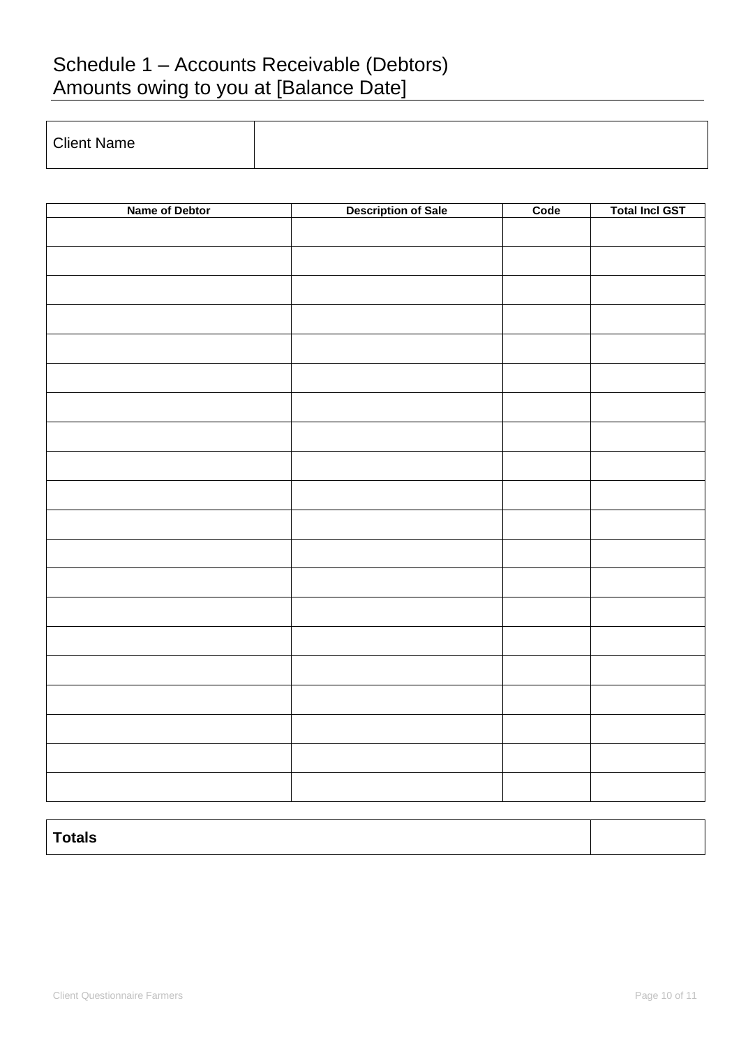# Schedule 1 – Accounts Receivable (Debtors)
Amounts owing to you at [Balance Date]

| Client Name | |
|---|---|

| Name of Debtor | Description of Sale | Code | Total Incl GST |
|---|---|---|---|
| | | | |
| | | | |
| | | | |
| | | | |
| | | | |
| | | | |
| | | | |
| | | | |
| | | | |
| | | | |
| | | | |
| | | | |
| | | | |
| | | | |
| | | | |
| | | | |
| | | | |
| | | | |
| | | | |
| | | | |

| **Totals** | |
|---|---|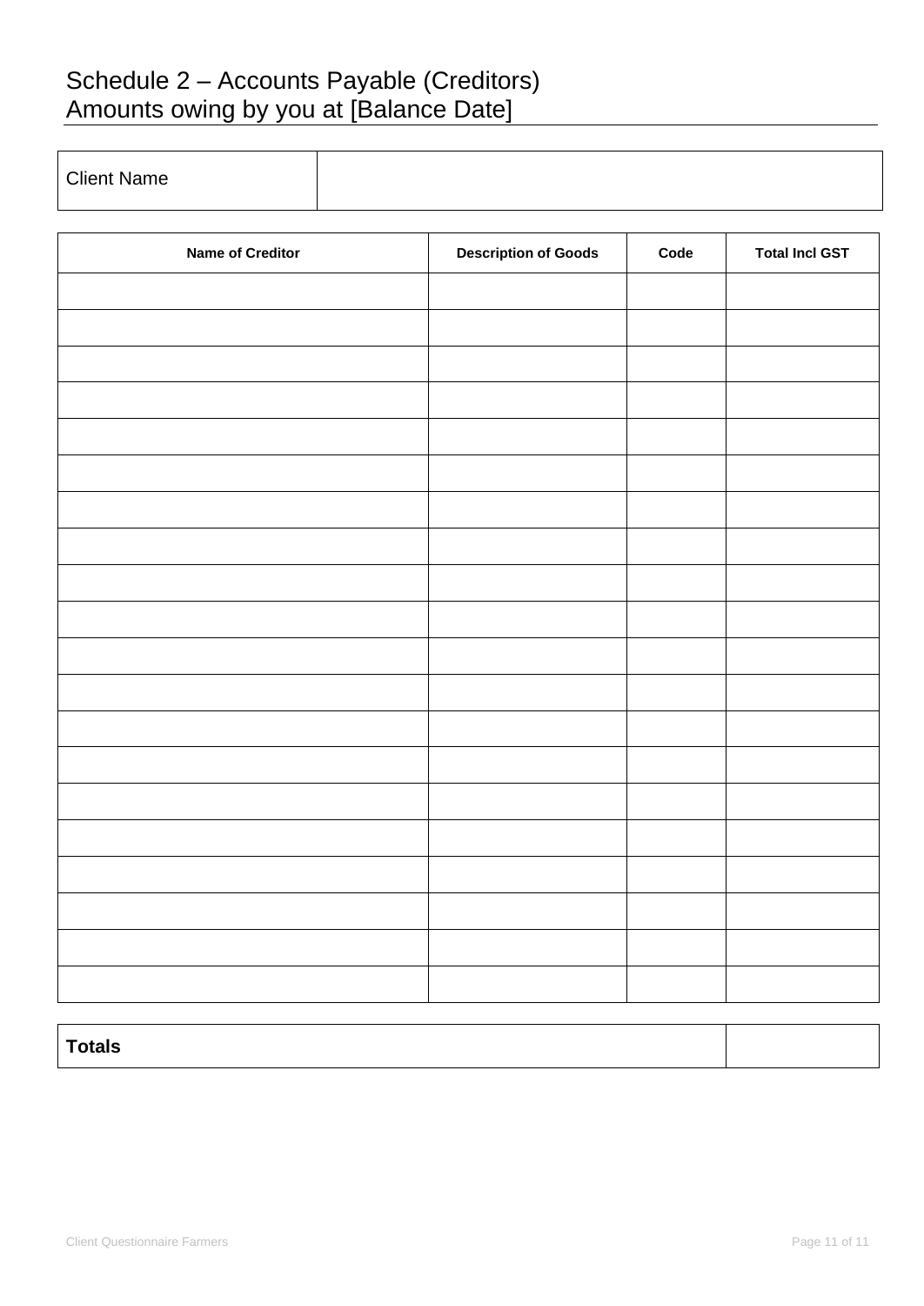# Schedule 2 – Accounts Payable (Creditors)
# Amounts owing by you at [Balance Date]

| Client Name | |
|---|---|

| Name of Creditor | Description of Goods | Code | Total Incl GST |
|---|---|---|---|
| | | | |
| | | | |
| | | | |
| | | | |
| | | | |
| | | | |
| | | | |
| | | | |
| | | | |
| | | | |
| | | | |
| | | | |
| | | | |
| | | | |
| | | | |
| | | | |
| | | | |
| | | | |
| | | | |
| | | | |

| **Totals** | |
|---|---|